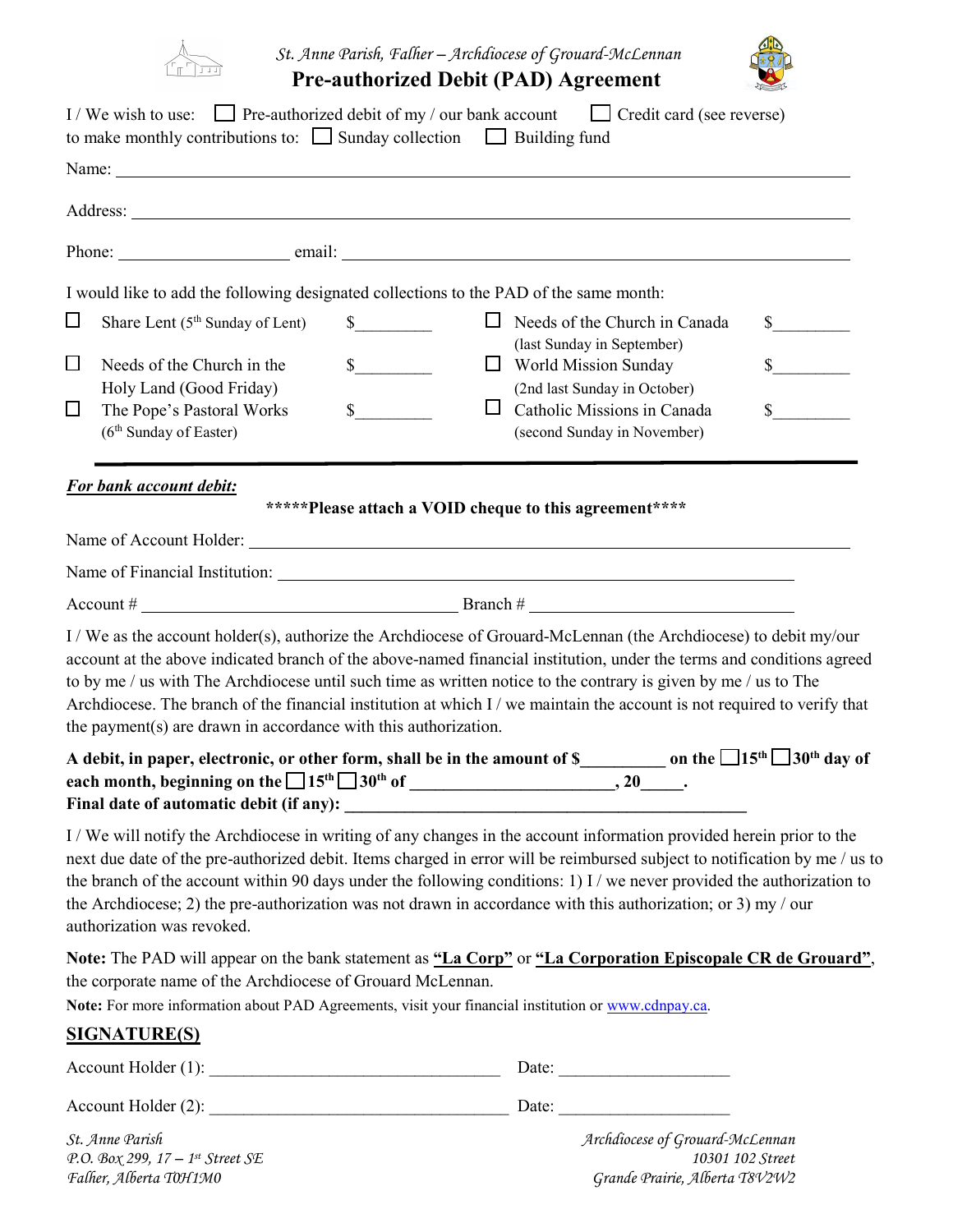St. Anne Parish, Falher – Archdiocese of Grouard-McLennan

# Pre-authorized Debit (PAD) Agreement

I / We wish to use: ☐ Pre-authorized debit of my / our bank account ☐ Credit card (see reverse)
to make monthly contributions to: ☐ Sunday collection ☐ Building fund

Name: ____________________________________________

Address: ____________________________________________

Phone: ____________________ email: ____________________________________________

I would like to add the following designated collections to the PAD of the same month:

| | | | | | |
|---|---|---|---|---|---|
| ☐ | Share Lent (5th Sunday of Lent) | $_________ | ☐ | Needs of the Church in Canada (last Sunday in September) | $_________ |
| ☐ | Needs of the Church in the Holy Land (Good Friday) | $_________ | ☐ | World Mission Sunday (2nd last Sunday in October) | $_________ |
| ☐ | The Pope's Pastoral Works (6th Sunday of Easter) | $_________ | ☐ | Catholic Missions in Canada (second Sunday in November) | $_________ |

***For bank account debit:***

**\*\*\*\*\*Please attach a VOID cheque to this agreement\*\*\*\***

Name of Account Holder: ____________________________________________

Name of Financial Institution: ____________________________________________

Account # ______________________________ Branch # ______________________________

I / We as the account holder(s), authorize the Archdiocese of Grouard-McLennan (the Archdiocese) to debit my/our account at the above indicated branch of the above-named financial institution, under the terms and conditions agreed to by me / us with The Archdiocese until such time as written notice to the contrary is given by me / us to The Archdiocese. The branch of the financial institution at which I / we maintain the account is not required to verify that the payment(s) are drawn in accordance with this authorization.

**A debit, in paper, electronic, or other form, shall be in the amount of $__________ on the ☐15th ☐30th day of each month, beginning on the ☐15th ☐30th of ________________________, 20_____.**
**Final date of automatic debit (if any): ________________________________________________**

I / We will notify the Archdiocese in writing of any changes in the account information provided herein prior to the next due date of the pre-authorized debit. Items charged in error will be reimbursed subject to notification by me / us to the branch of the account within 90 days under the following conditions: 1) I / we never provided the authorization to the Archdiocese; 2) the pre-authorization was not drawn in accordance with this authorization; or 3) my / our authorization was revoked.

**Note:** The PAD will appear on the bank statement as **"La Corp"** or **"La Corporation Episcopale CR de Grouard"**, the corporate name of the Archdiocese of Grouard McLennan.

**Note:** For more information about PAD Agreements, visit your financial institution or www.cdnpay.ca.

## SIGNATURE(S)

Account Holder (1): ___________________________________ Date: ____________________

Account Holder (2): ___________________________________ Date: ____________________

St. Anne Parish
P.O. Box 299, 17 – 1st Street SE
Falher, Alberta T0H1M0

Archdiocese of Grouard-McLennan
10301 102 Street
Grande Prairie, Alberta T8V2W2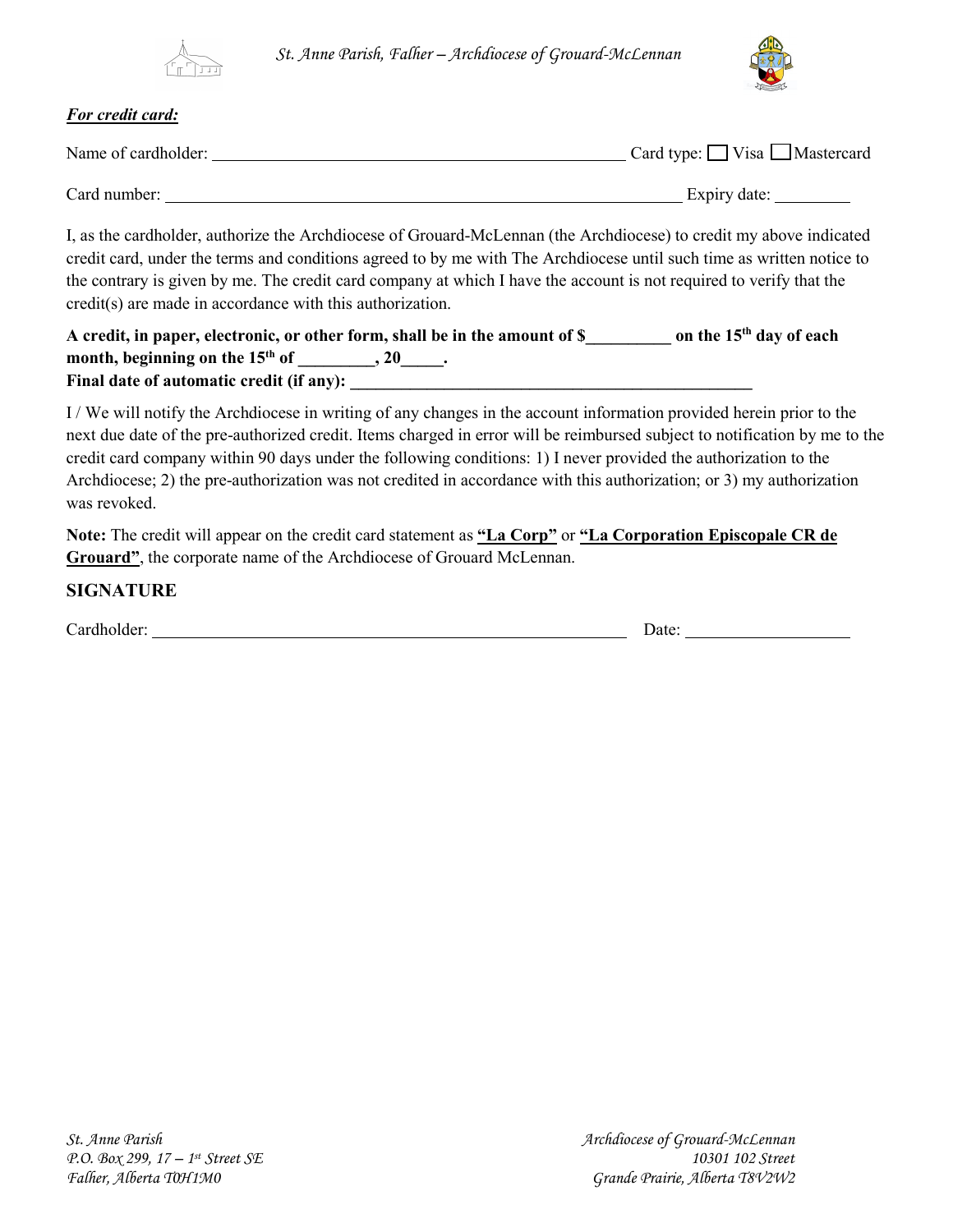***For credit card:***

Name of cardholder: ______________________________________________ Card type: ☐ Visa ☐ Mastercard

Card number: ____________________________________________________________ Expiry date: _________

I, as the cardholder, authorize the Archdiocese of Grouard-McLennan (the Archdiocese) to credit my above indicated credit card, under the terms and conditions agreed to by me with The Archdiocese until such time as written notice to the contrary is given by me. The credit card company at which I have the account is not required to verify that the credit(s) are made in accordance with this authorization.

**A credit, in paper, electronic, or other form, shall be in the amount of $__________ on the 15th day of each month, beginning on the 15th of _________, 20_____.**
**Final date of automatic credit (if any): __________________________________________________**

I / We will notify the Archdiocese in writing of any changes in the account information provided herein prior to the next due date of the pre-authorized credit. Items charged in error will be reimbursed subject to notification by me to the credit card company within 90 days under the following conditions: 1) I never provided the authorization to the Archdiocese; 2) the pre-authorization was not credited in accordance with this authorization; or 3) my authorization was revoked.

**Note:** The credit will appear on the credit card statement as **"La Corp"** or **"La Corporation Episcopale CR de Grouard"**, the corporate name of the Archdiocese of Grouard McLennan.

## SIGNATURE

Cardholder: _______________________________________________________ Date: ___________________

*St. Anne Parish*
*P.O. Box 299, 17 – 1st Street SE*
*Falher, Alberta T0H1M0*

*Archdiocese of Grouard-McLennan*
*10301 102 Street*
*Grande Prairie, Alberta T8V2W2*